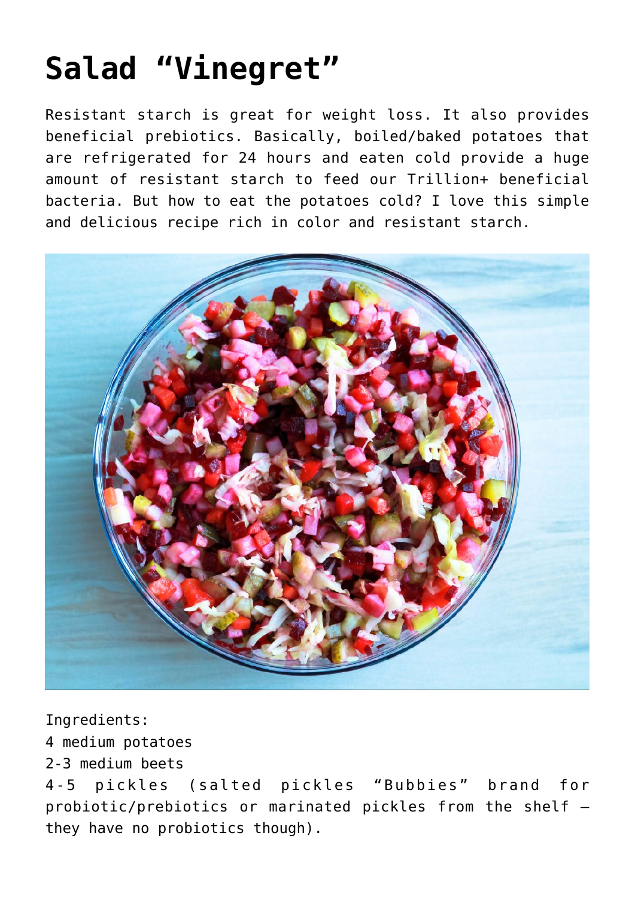# Salad "Vinegret"

Resistant starch is great for weight loss. It also provides beneficial prebiotics. Basically, boiled/baked potatoes that are refrigerated for 24 hours and eaten cold provide a huge amount of resistant starch to feed our Trillion+ beneficial bacteria. But how to eat the potatoes cold? I love this simple and delicious recipe rich in color and resistant starch.

Ingredients:
4 medium potatoes
2-3 medium beets
4-5 pickles (salted pickles "Bubbies" brand for probiotic/prebiotics or marinated pickles from the shelf – they have no probiotics though).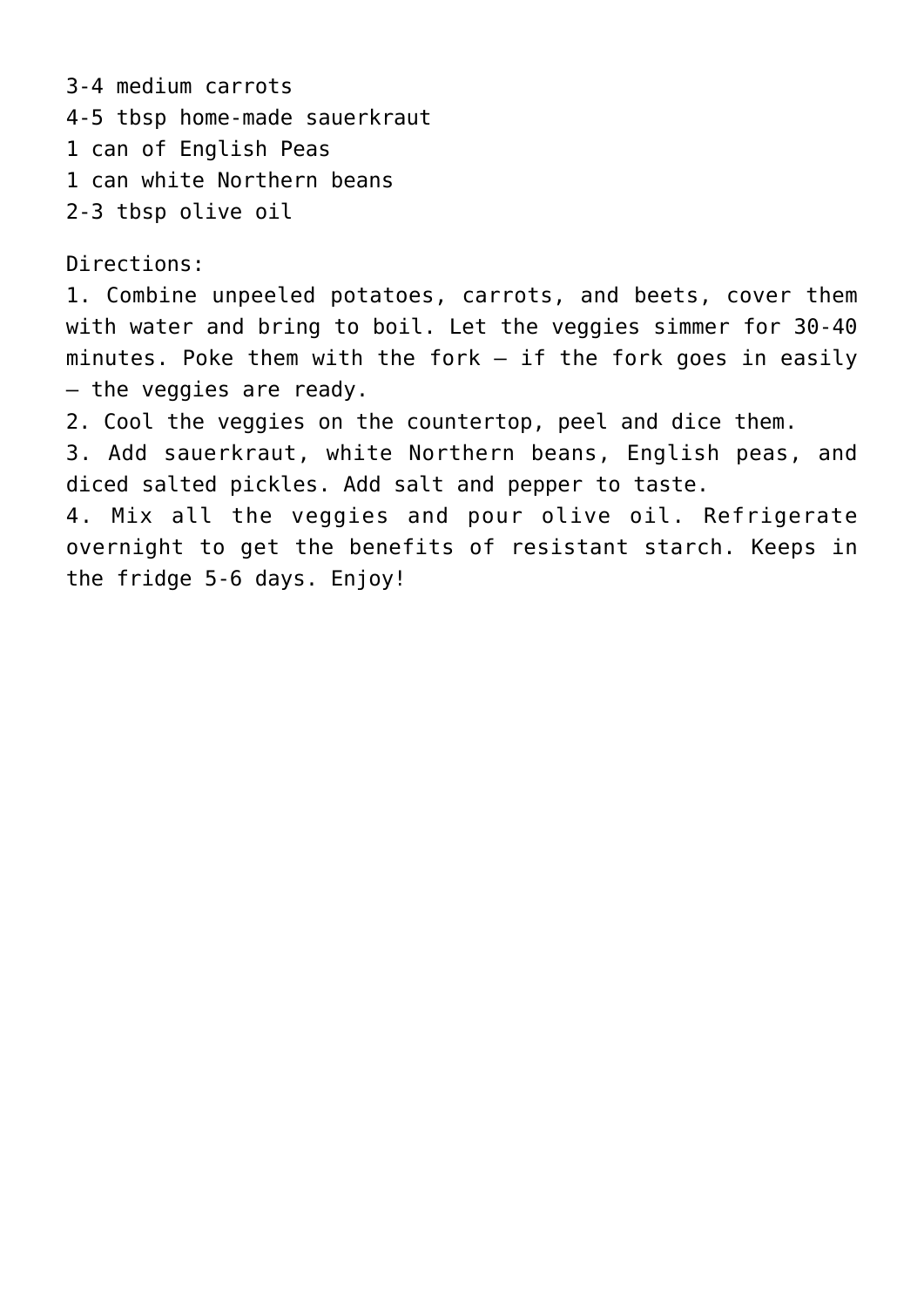3-4 medium carrots
4-5 tbsp home-made sauerkraut
1 can of English Peas
1 can white Northern beans
2-3 tbsp olive oil

Directions:
1. Combine unpeeled potatoes, carrots, and beets, cover them with water and bring to boil. Let the veggies simmer for 30-40 minutes. Poke them with the fork – if the fork goes in easily – the veggies are ready.
2. Cool the veggies on the countertop, peel and dice them.
3. Add sauerkraut, white Northern beans, English peas, and diced salted pickles. Add salt and pepper to taste.
4. Mix all the veggies and pour olive oil. Refrigerate overnight to get the benefits of resistant starch. Keeps in the fridge 5-6 days. Enjoy!